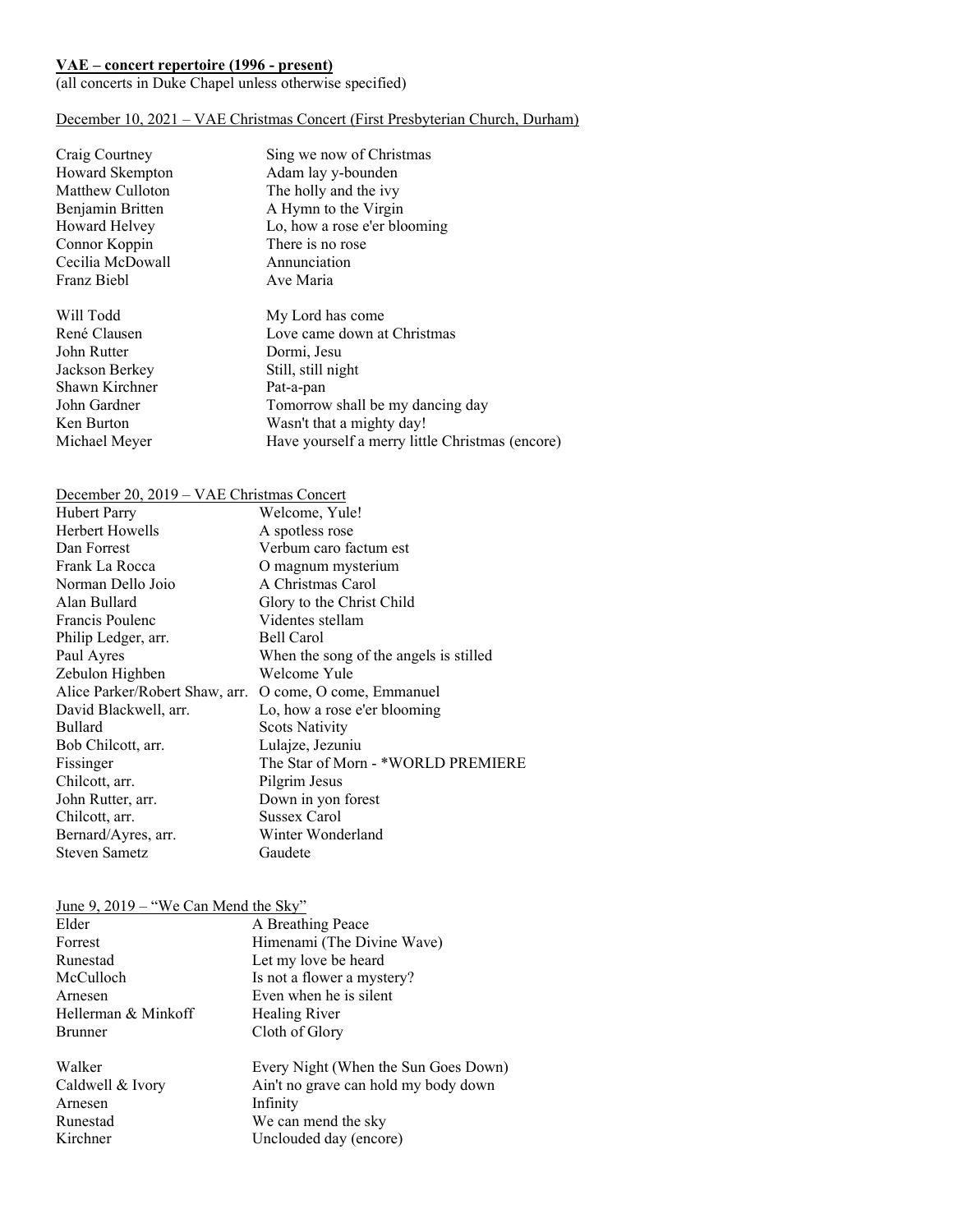**VAE – concert repertoire (1996 - present)**

(all concerts in Duke Chapel unless otherwise specified)

December 10, 2021 – VAE Christmas Concert (First Presbyterian Church, Durham)

| | |
|---|---|
| Craig Courtney | Sing we now of Christmas |
| Howard Skempton | Adam lay y-bounden |
| Matthew Culloton | The holly and the ivy |
| Benjamin Britten | A Hymn to the Virgin |
| Howard Helvey | Lo, how a rose e'er blooming |
| Connor Koppin | There is no rose |
| Cecilia McDowall | Annunciation |
| Franz Biebl | Ave Maria |
| | |
| Will Todd | My Lord has come |
| René Clausen | Love came down at Christmas |
| John Rutter | Dormi, Jesu |
| Jackson Berkey | Still, still night |
| Shawn Kirchner | Pat-a-pan |
| John Gardner | Tomorrow shall be my dancing day |
| Ken Burton | Wasn't that a mighty day! |
| Michael Meyer | Have yourself a merry little Christmas (encore) |

December 20, 2019 – VAE Christmas Concert

| | |
|---|---|
| Hubert Parry | Welcome, Yule! |
| Herbert Howells | A spotless rose |
| Dan Forrest | Verbum caro factum est |
| Frank La Rocca | O magnum mysterium |
| Norman Dello Joio | A Christmas Carol |
| Alan Bullard | Glory to the Christ Child |
| Francis Poulenc | Videntes stellam |
| Philip Ledger, arr. | Bell Carol |
| Paul Ayres | When the song of the angels is stilled |
| Zebulon Highben | Welcome Yule |
| Alice Parker/Robert Shaw, arr. | O come, O come, Emmanuel |
| David Blackwell, arr. | Lo, how a rose e'er blooming |
| Bullard | Scots Nativity |
| Bob Chilcott, arr. | Lulajze, Jezuniu |
| Fissinger | The Star of Morn - *WORLD PREMIERE |
| Chilcott, arr. | Pilgrim Jesus |
| John Rutter, arr. | Down in yon forest |
| Chilcott, arr. | Sussex Carol |
| Bernard/Ayres, arr. | Winter Wonderland |
| Steven Sametz | Gaudete |

June 9, 2019 – "We Can Mend the Sky"

| | |
|---|---|
| Elder | A Breathing Peace |
| Forrest | Himenami (The Divine Wave) |
| Runestad | Let my love be heard |
| McCulloch | Is not a flower a mystery? |
| Arnesen | Even when he is silent |
| Hellerman & Minkoff | Healing River |
| Brunner | Cloth of Glory |
| | |
| Walker | Every Night (When the Sun Goes Down) |
| Caldwell & Ivory | Ain't no grave can hold my body down |
| Arnesen | Infinity |
| Runestad | We can mend the sky |
| Kirchner | Unclouded day (encore) |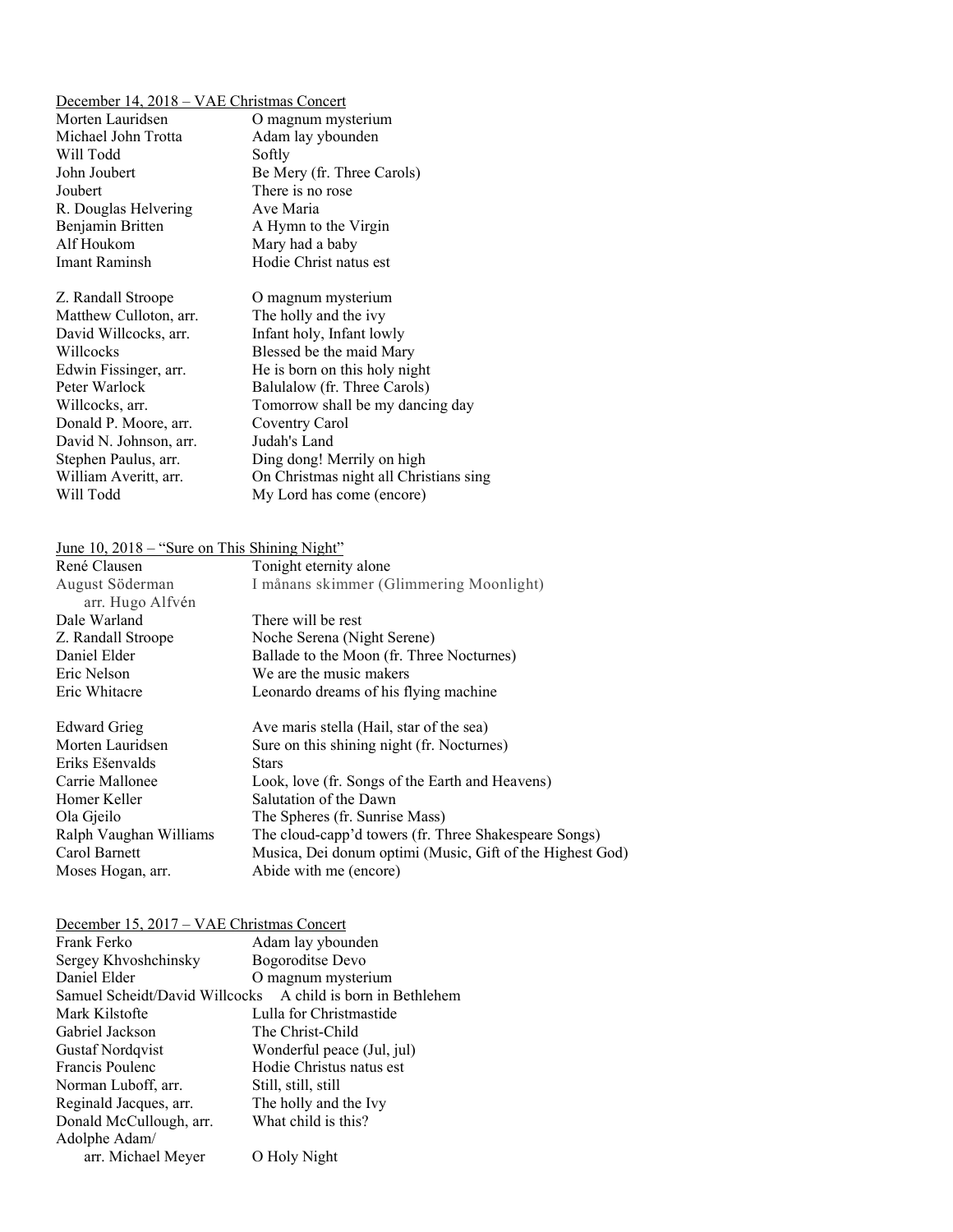<u>December 14, 2018 – VAE Christmas Concert</u>

| | |
|---|---|
| Morten Lauridsen | O magnum mysterium |
| Michael John Trotta | Adam lay ybounden |
| Will Todd | Softly |
| John Joubert | Be Mery (fr. Three Carols) |
| Joubert | There is no rose |
| R. Douglas Helvering | Ave Maria |
| Benjamin Britten | A Hymn to the Virgin |
| Alf Houkom | Mary had a baby |
| Imant Raminsh | Hodie Christ natus est |
| | |
| Z. Randall Stroope | O magnum mysterium |
| Matthew Culloton, arr. | The holly and the ivy |
| David Willcocks, arr. | Infant holy, Infant lowly |
| Willcocks | Blessed be the maid Mary |
| Edwin Fissinger, arr. | He is born on this holy night |
| Peter Warlock | Balulalow (fr. Three Carols) |
| Willcocks, arr. | Tomorrow shall be my dancing day |
| Donald P. Moore, arr. | Coventry Carol |
| David N. Johnson, arr. | Judah's Land |
| Stephen Paulus, arr. | Ding dong! Merrily on high |
| William Averitt, arr. | On Christmas night all Christians sing |
| Will Todd | My Lord has come (encore) |

<u>June 10, 2018 – "Sure on This Shining Night"</u>

| | |
|---|---|
| René Clausen | Tonight eternity alone |
| August Söderman<br>arr. Hugo Alfvén | I månans skimmer (Glimmering Moonlight) |
| Dale Warland | There will be rest |
| Z. Randall Stroope | Noche Serena (Night Serene) |
| Daniel Elder | Ballade to the Moon (fr. Three Nocturnes) |
| Eric Nelson | We are the music makers |
| Eric Whitacre | Leonardo dreams of his flying machine |
| | |
| Edward Grieg | Ave maris stella (Hail, star of the sea) |
| Morten Lauridsen | Sure on this shining night (fr. Nocturnes) |
| Eriks Ešenvalds | Stars |
| Carrie Mallonee | Look, love (fr. Songs of the Earth and Heavens) |
| Homer Keller | Salutation of the Dawn |
| Ola Gjeilo | The Spheres (fr. Sunrise Mass) |
| Ralph Vaughan Williams | The cloud-capp'd towers (fr. Three Shakespeare Songs) |
| Carol Barnett | Musica, Dei donum optimi (Music, Gift of the Highest God) |
| Moses Hogan, arr. | Abide with me (encore) |

<u>December 15, 2017 – VAE Christmas Concert</u>

| | |
|---|---|
| Frank Ferko | Adam lay ybounden |
| Sergey Khvoshchinsky | Bogoroditse Devo |
| Daniel Elder | O magnum mysterium |
| Samuel Scheidt/David Willcocks | A child is born in Bethlehem |
| Mark Kilstofte | Lulla for Christmastide |
| Gabriel Jackson | The Christ-Child |
| Gustaf Nordqvist | Wonderful peace (Jul, jul) |
| Francis Poulenc | Hodie Christus natus est |
| Norman Luboff, arr. | Still, still, still |
| Reginald Jacques, arr. | The holly and the Ivy |
| Donald McCullough, arr. | What child is this? |
| Adolphe Adam/<br>arr. Michael Meyer | O Holy Night |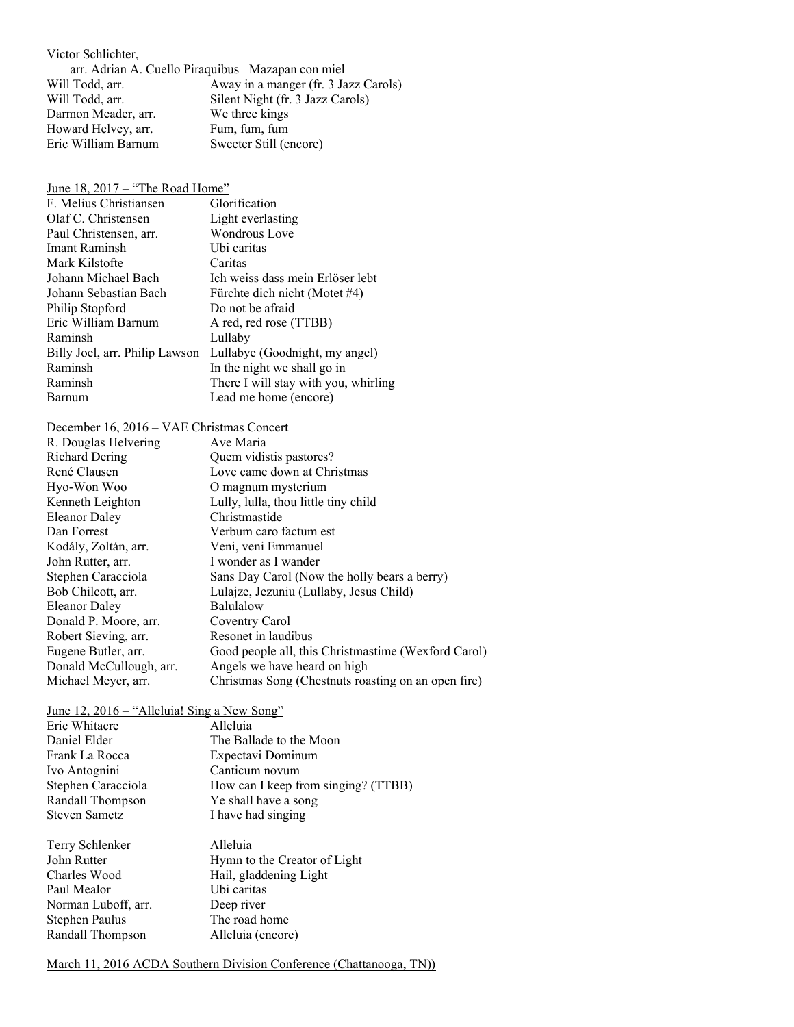| | |
|---|---|
| Victor Schlichter, arr. Adrian A. Cuello Piraquibus | Mazapan con miel |
| Will Todd, arr. | Away in a manger (fr. 3 Jazz Carols) |
| Will Todd, arr. | Silent Night (fr. 3 Jazz Carols) |
| Darmon Meader, arr. | We three kings |
| Howard Helvey, arr. | Fum, fum, fum |
| Eric William Barnum | Sweeter Still (encore) |

June 18, 2017 – "The Road Home"

| | |
|---|---|
| F. Melius Christiansen | Glorification |
| Olaf C. Christensen | Light everlasting |
| Paul Christensen, arr. | Wondrous Love |
| Imant Raminsh | Ubi caritas |
| Mark Kilstofte | Caritas |
| Johann Michael Bach | Ich weiss dass mein Erlöser lebt |
| Johann Sebastian Bach | Fürchte dich nicht (Motet #4) |
| Philip Stopford | Do not be afraid |
| Eric William Barnum | A red, red rose (TTBB) |
| Raminsh | Lullaby |
| Billy Joel, arr. Philip Lawson | Lullabye (Goodnight, my angel) |
| Raminsh | In the night we shall go in |
| Raminsh | There I will stay with you, whirling |
| Barnum | Lead me home (encore) |

December 16, 2016 – VAE Christmas Concert

| | |
|---|---|
| R. Douglas Helvering | Ave Maria |
| Richard Dering | Quem vidistis pastores? |
| René Clausen | Love came down at Christmas |
| Hyo-Won Woo | O magnum mysterium |
| Kenneth Leighton | Lully, lulla, thou little tiny child |
| Eleanor Daley | Christmastide |
| Dan Forrest | Verbum caro factum est |
| Kodály, Zoltán, arr. | Veni, veni Emmanuel |
| John Rutter, arr. | I wonder as I wander |
| Stephen Caracciola | Sans Day Carol (Now the holly bears a berry) |
| Bob Chilcott, arr. | Lulajze, Jezuniu (Lullaby, Jesus Child) |
| Eleanor Daley | Balulalow |
| Donald P. Moore, arr. | Coventry Carol |
| Robert Sieving, arr. | Resonet in laudibus |
| Eugene Butler, arr. | Good people all, this Christmastime (Wexford Carol) |
| Donald McCullough, arr. | Angels we have heard on high |
| Michael Meyer, arr. | Christmas Song (Chestnuts roasting on an open fire) |

June 12, 2016 – "Alleluia! Sing a New Song"

| | |
|---|---|
| Eric Whitacre | Alleluia |
| Daniel Elder | The Ballade to the Moon |
| Frank La Rocca | Expectavi Dominum |
| Ivo Antognini | Canticum novum |
| Stephen Caracciola | How can I keep from singing? (TTBB) |
| Randall Thompson | Ye shall have a song |
| Steven Sametz | I have had singing |
| | |
| Terry Schlenker | Alleluia |
| John Rutter | Hymn to the Creator of Light |
| Charles Wood | Hail, gladdening Light |
| Paul Mealor | Ubi caritas |
| Norman Luboff, arr. | Deep river |
| Stephen Paulus | The road home |
| Randall Thompson | Alleluia (encore) |

March 11, 2016 ACDA Southern Division Conference (Chattanooga, TN))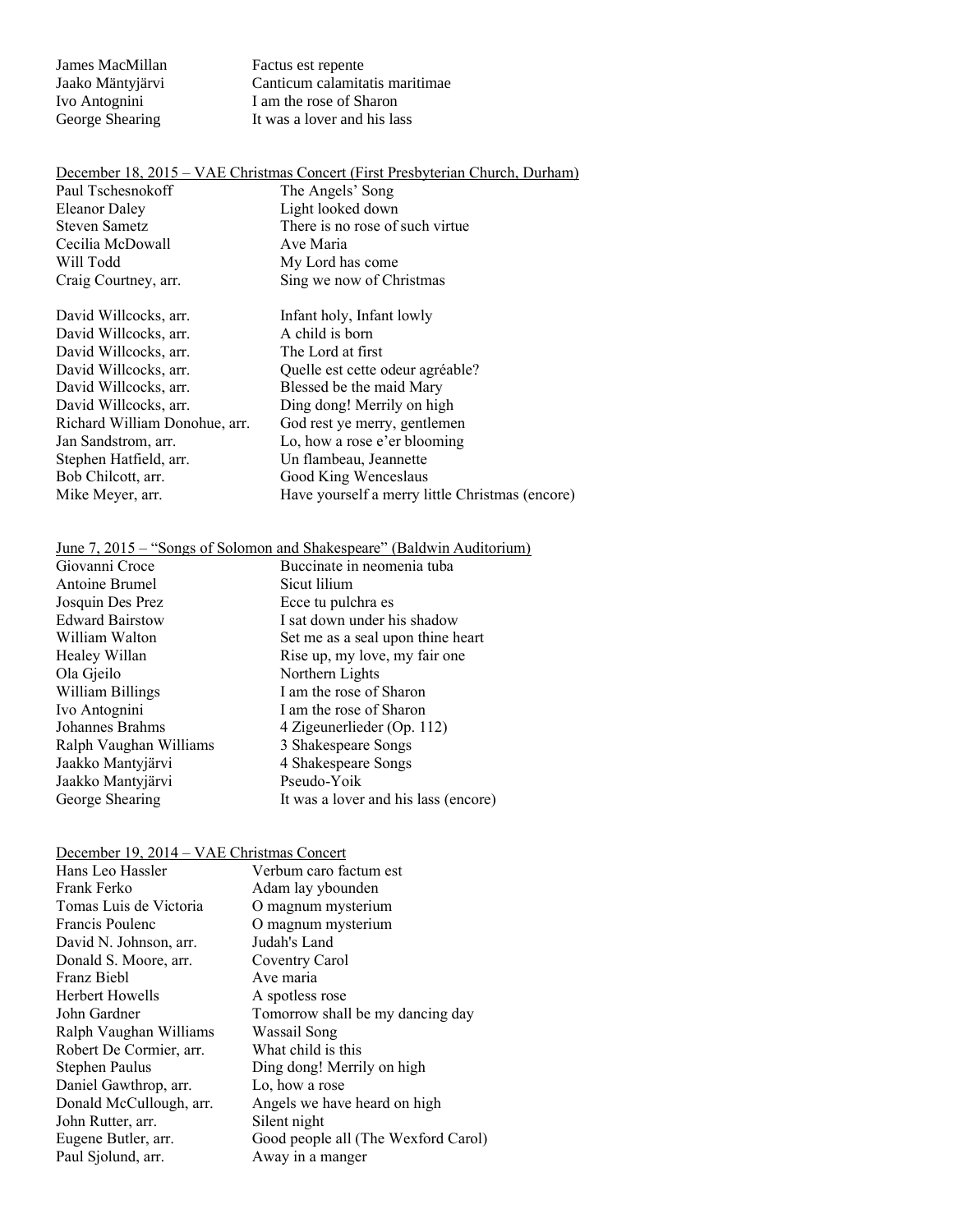| | |
|---|---|
| James MacMillan | Factus est repente |
| Jaako Mäntyjärvi | Canticum calamitatis maritimae |
| Ivo Antognini | I am the rose of Sharon |
| George Shearing | It was a lover and his lass |

<u>December 18, 2015 – VAE Christmas Concert (First Presbyterian Church, Durham)</u>

| | |
|---|---|
| Paul Tschesnokoff | The Angels' Song |
| Eleanor Daley | Light looked down |
| Steven Sametz | There is no rose of such virtue |
| Cecilia McDowall | Ave Maria |
| Will Todd | My Lord has come |
| Craig Courtney, arr. | Sing we now of Christmas |
| | |
| David Willcocks, arr. | Infant holy, Infant lowly |
| David Willcocks, arr. | A child is born |
| David Willcocks, arr. | The Lord at first |
| David Willcocks, arr. | Quelle est cette odeur agréable? |
| David Willcocks, arr. | Blessed be the maid Mary |
| David Willcocks, arr. | Ding dong! Merrily on high |
| Richard William Donohue, arr. | God rest ye merry, gentlemen |
| Jan Sandstrom, arr. | Lo, how a rose e'er blooming |
| Stephen Hatfield, arr. | Un flambeau, Jeannette |
| Bob Chilcott, arr. | Good King Wenceslaus |
| Mike Meyer, arr. | Have yourself a merry little Christmas (encore) |

<u>June 7, 2015 – "Songs of Solomon and Shakespeare" (Baldwin Auditorium)</u>

| | |
|---|---|
| Giovanni Croce | Buccinate in neomenia tuba |
| Antoine Brumel | Sicut lilium |
| Josquin Des Prez | Ecce tu pulchra es |
| Edward Bairstow | I sat down under his shadow |
| William Walton | Set me as a seal upon thine heart |
| Healey Willan | Rise up, my love, my fair one |
| Ola Gjeilo | Northern Lights |
| William Billings | I am the rose of Sharon |
| Ivo Antognini | I am the rose of Sharon |
| Johannes Brahms | 4 Zigeunerlieder (Op. 112) |
| Ralph Vaughan Williams | 3 Shakespeare Songs |
| Jaakko Mantyjärvi | 4 Shakespeare Songs |
| Jaakko Mantyjärvi | Pseudo-Yoik |
| George Shearing | It was a lover and his lass (encore) |

<u>December 19, 2014 – VAE Christmas Concert</u>

| | |
|---|---|
| Hans Leo Hassler | Verbum caro factum est |
| Frank Ferko | Adam lay ybounden |
| Tomas Luis de Victoria | O magnum mysterium |
| Francis Poulenc | O magnum mysterium |
| David N. Johnson, arr. | Judah's Land |
| Donald S. Moore, arr. | Coventry Carol |
| Franz Biebl | Ave maria |
| Herbert Howells | A spotless rose |
| John Gardner | Tomorrow shall be my dancing day |
| Ralph Vaughan Williams | Wassail Song |
| Robert De Cormier, arr. | What child is this |
| Stephen Paulus | Ding dong! Merrily on high |
| Daniel Gawthrop, arr. | Lo, how a rose |
| Donald McCullough, arr. | Angels we have heard on high |
| John Rutter, arr. | Silent night |
| Eugene Butler, arr. | Good people all (The Wexford Carol) |
| Paul Sjolund, arr. | Away in a manger |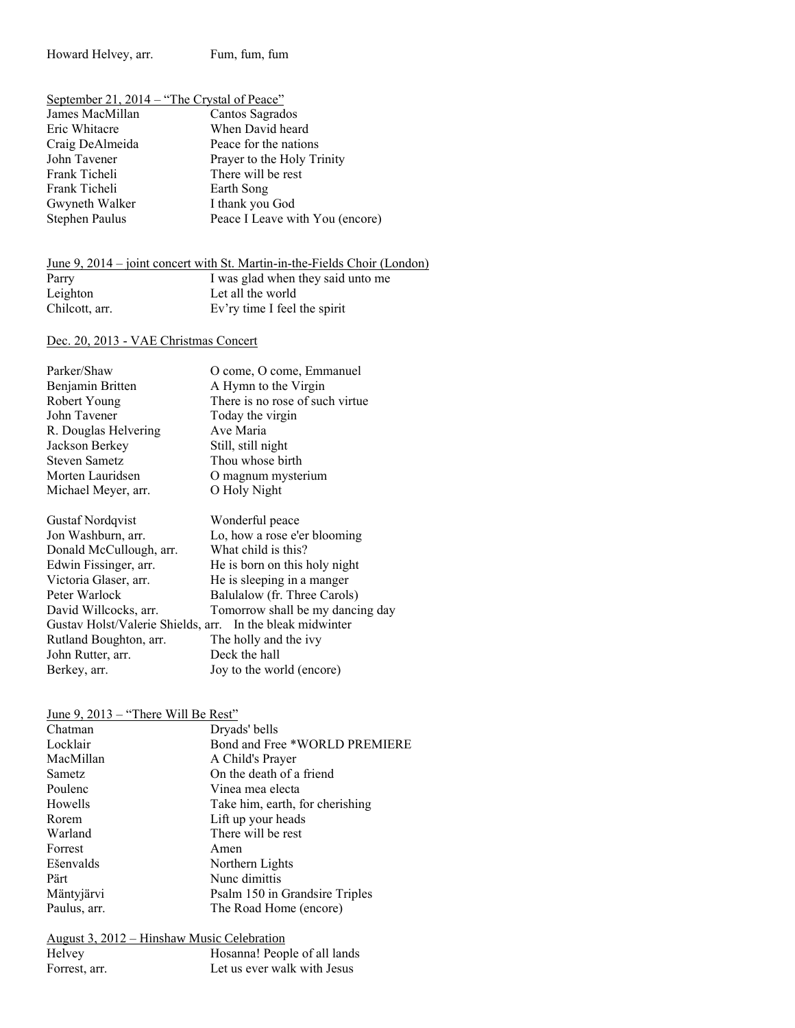| | |
|---|---|
| Howard Helvey, arr. | Fum, fum, fum |

<u>September 21, 2014 – "The Crystal of Peace"</u>

| | |
|---|---|
| James MacMillan | Cantos Sagrados |
| Eric Whitacre | When David heard |
| Craig DeAlmeida | Peace for the nations |
| John Tavener | Prayer to the Holy Trinity |
| Frank Ticheli | There will be rest |
| Frank Ticheli | Earth Song |
| Gwyneth Walker | I thank you God |
| Stephen Paulus | Peace I Leave with You (encore) |

<u>June 9, 2014 – joint concert with St. Martin-in-the-Fields Choir (London)</u>

| | |
|---|---|
| Parry | I was glad when they said unto me |
| Leighton | Let all the world |
| Chilcott, arr. | Ev'ry time I feel the spirit |

<u>Dec. 20, 2013 - VAE Christmas Concert</u>

| | |
|---|---|
| Parker/Shaw | O come, O come, Emmanuel |
| Benjamin Britten | A Hymn to the Virgin |
| Robert Young | There is no rose of such virtue |
| John Tavener | Today the virgin |
| R. Douglas Helvering | Ave Maria |
| Jackson Berkey | Still, still night |
| Steven Sametz | Thou whose birth |
| Morten Lauridsen | O magnum mysterium |
| Michael Meyer, arr. | O Holy Night |

| | |
|---|---|
| Gustaf Nordqvist | Wonderful peace |
| Jon Washburn, arr. | Lo, how a rose e'er blooming |
| Donald McCullough, arr. | What child is this? |
| Edwin Fissinger, arr. | He is born on this holy night |
| Victoria Glaser, arr. | He is sleeping in a manger |
| Peter Warlock | Balulalow (fr. Three Carols) |
| David Willcocks, arr. | Tomorrow shall be my dancing day |
| Gustav Holst/Valerie Shields, arr. | In the bleak midwinter |
| Rutland Boughton, arr. | The holly and the ivy |
| John Rutter, arr. | Deck the hall |
| Berkey, arr. | Joy to the world (encore) |

<u>June 9, 2013 – "There Will Be Rest"</u>

| | |
|---|---|
| Chatman | Dryads' bells |
| Locklair | Bond and Free *WORLD PREMIERE |
| MacMillan | A Child's Prayer |
| Sametz | On the death of a friend |
| Poulenc | Vinea mea electa |
| Howells | Take him, earth, for cherishing |
| Rorem | Lift up your heads |
| Warland | There will be rest |
| Forrest | Amen |
| Ešenvalds | Northern Lights |
| Pärt | Nunc dimittis |
| Mäntyjärvi | Psalm 150 in Grandsire Triples |
| Paulus, arr. | The Road Home (encore) |

<u>August 3, 2012 – Hinshaw Music Celebration</u>

| | |
|---|---|
| Helvey | Hosanna! People of all lands |
| Forrest, arr. | Let us ever walk with Jesus |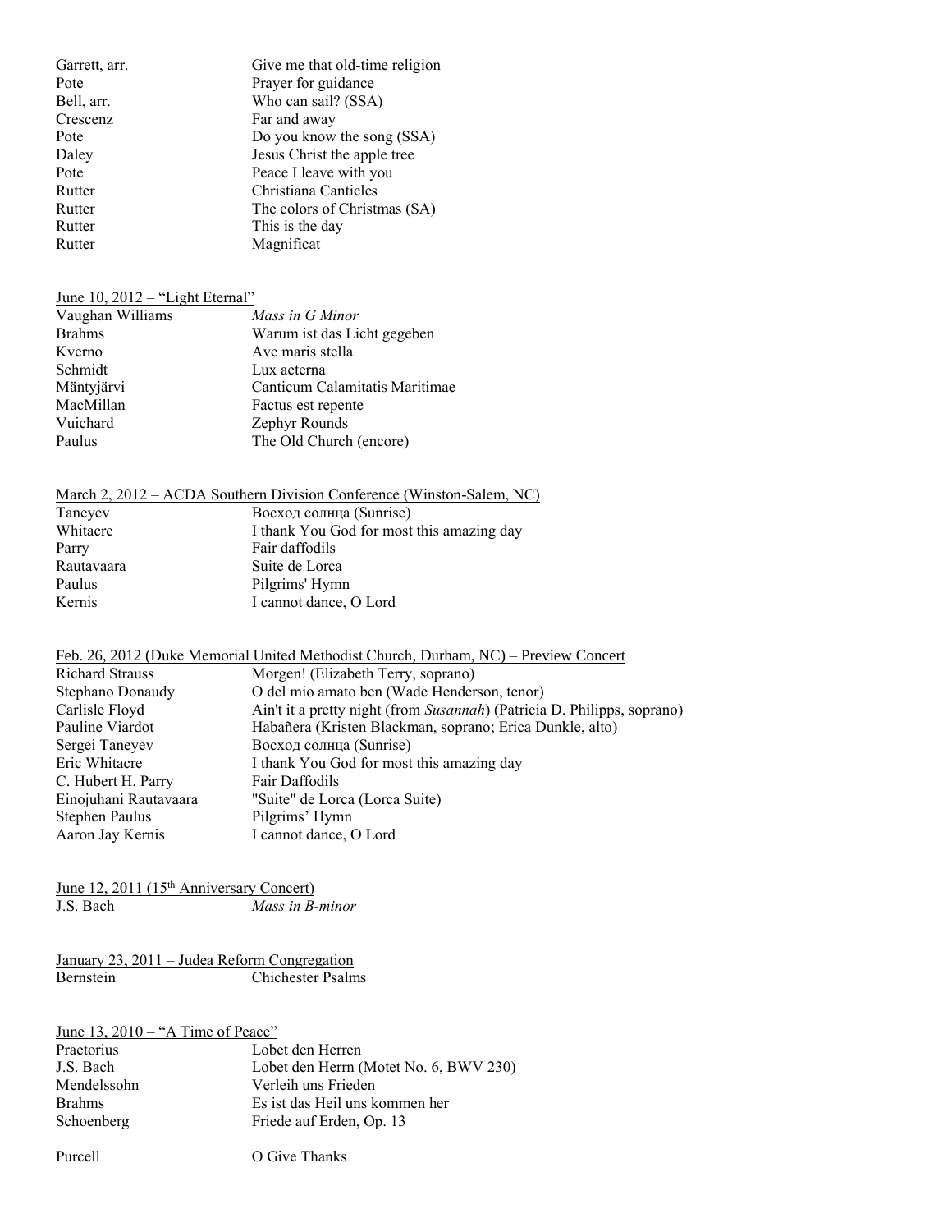| | |
|---|---|
| Garrett, arr. | Give me that old-time religion |
| Pote | Prayer for guidance |
| Bell, arr. | Who can sail? (SSA) |
| Crescenz | Far and away |
| Pote | Do you know the song (SSA) |
| Daley | Jesus Christ the apple tree |
| Pote | Peace I leave with you |
| Rutter | Christiana Canticles |
| Rutter | The colors of Christmas (SA) |
| Rutter | This is the day |
| Rutter | Magnificat |

<u>June 10, 2012 – "Light Eternal"</u>

| | |
|---|---|
| Vaughan Williams | *Mass in G Minor* |
| Brahms | Warum ist das Licht gegeben |
| Kverno | Ave maris stella |
| Schmidt | Lux aeterna |
| Mäntyjärvi | Canticum Calamitatis Maritimae |
| MacMillan | Factus est repente |
| Vuichard | Zephyr Rounds |
| Paulus | The Old Church (encore) |

<u>March 2, 2012 – ACDA Southern Division Conference (Winston-Salem, NC)</u>

| | |
|---|---|
| Taneyev | Восход солнца (Sunrise) |
| Whitacre | I thank You God for most this amazing day |
| Parry | Fair daffodils |
| Rautavaara | Suite de Lorca |
| Paulus | Pilgrims' Hymn |
| Kernis | I cannot dance, O Lord |

<u>Feb. 26, 2012 (Duke Memorial United Methodist Church, Durham, NC) – Preview Concert</u>

| | |
|---|---|
| Richard Strauss | Morgen! (Elizabeth Terry, soprano) |
| Stephano Donaudy | O del mio amato ben (Wade Henderson, tenor) |
| Carlisle Floyd | Ain't it a pretty night (from *Susannah*) (Patricia D. Philipps, soprano) |
| Pauline Viardot | Habañera (Kristen Blackman, soprano; Erica Dunkle, alto) |
| Sergei Taneyev | Восход солнца (Sunrise) |
| Eric Whitacre | I thank You God for most this amazing day |
| C. Hubert H. Parry | Fair Daffodils |
| Einojuhani Rautavaara | "Suite" de Lorca (Lorca Suite) |
| Stephen Paulus | Pilgrims' Hymn |
| Aaron Jay Kernis | I cannot dance, O Lord |

<u>June 12, 2011 (15th Anniversary Concert)</u>

| | |
|---|---|
| J.S. Bach | *Mass in B-minor* |

<u>January 23, 2011 – Judea Reform Congregation</u>

| | |
|---|---|
| Bernstein | Chichester Psalms |

<u>June 13, 2010 – "A Time of Peace"</u>

| | |
|---|---|
| Praetorius | Lobet den Herren |
| J.S. Bach | Lobet den Herrn (Motet No. 6, BWV 230) |
| Mendelssohn | Verleih uns Frieden |
| Brahms | Es ist das Heil uns kommen her |
| Schoenberg | Friede auf Erden, Op. 13 |
| Purcell | O Give Thanks |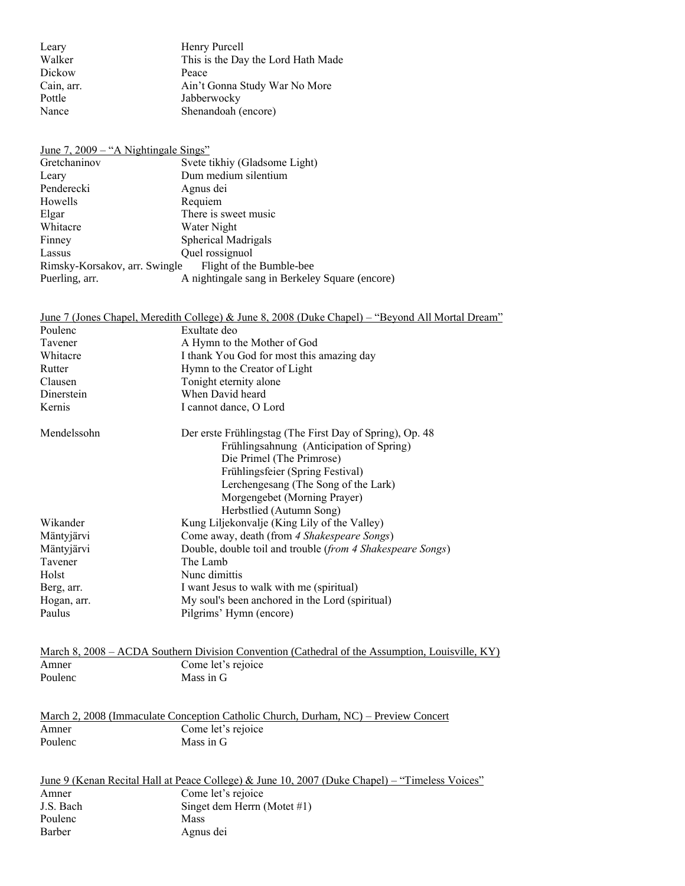| | |
|---|---|
| Leary | Henry Purcell |
| Walker | This is the Day the Lord Hath Made |
| Dickow | Peace |
| Cain, arr. | Ain't Gonna Study War No More |
| Pottle | Jabberwocky |
| Nance | Shenandoah (encore) |

June 7, 2009 – "A Nightingale Sings"

| | |
|---|---|
| Gretchaninov | Svete tikhiy (Gladsome Light) |
| Leary | Dum medium silentium |
| Penderecki | Agnus dei |
| Howells | Requiem |
| Elgar | There is sweet music |
| Whitacre | Water Night |
| Finney | Spherical Madrigals |
| Lassus | Quel rossignuol |
| Rimsky-Korsakov, arr. Swingle | Flight of the Bumble-bee |
| Puerling, arr. | A nightingale sang in Berkeley Square (encore) |

June 7 (Jones Chapel, Meredith College) & June 8, 2008 (Duke Chapel) – "Beyond All Mortal Dream"

| | |
|---|---|
| Poulenc | Exultate deo |
| Tavener | A Hymn to the Mother of God |
| Whitacre | I thank You God for most this amazing day |
| Rutter | Hymn to the Creator of Light |
| Clausen | Tonight eternity alone |
| Dinerstein | When David heard |
| Kernis | I cannot dance, O Lord |
| Mendelssohn | Der erste Frühlingstag (The First Day of Spring), Op. 48 |
| | Frühlingsahnung (Anticipation of Spring) |
| | Die Primel (The Primrose) |
| | Frühlingsfeier (Spring Festival) |
| | Lerchengesang (The Song of the Lark) |
| | Morgengebet (Morning Prayer) |
| | Herbstlied (Autumn Song) |
| Wikander | Kung Liljekonvalje (King Lily of the Valley) |
| Mäntyjärvi | Come away, death (from *4 Shakespeare Songs*) |
| Mäntyjärvi | Double, double toil and trouble (*from 4 Shakespeare Songs*) |
| Tavener | The Lamb |
| Holst | Nunc dimittis |
| Berg, arr. | I want Jesus to walk with me (spiritual) |
| Hogan, arr. | My soul's been anchored in the Lord (spiritual) |
| Paulus | Pilgrims' Hymn (encore) |

March 8, 2008 – ACDA Southern Division Convention (Cathedral of the Assumption, Louisville, KY)

| | |
|---|---|
| Amner | Come let's rejoice |
| Poulenc | Mass in G |

March 2, 2008 (Immaculate Conception Catholic Church, Durham, NC) – Preview Concert

| | |
|---|---|
| Amner | Come let's rejoice |
| Poulenc | Mass in G |

June 9 (Kenan Recital Hall at Peace College) & June 10, 2007 (Duke Chapel) – "Timeless Voices"

| | |
|---|---|
| Amner | Come let's rejoice |
| J.S. Bach | Singet dem Herrn (Motet #1) |
| Poulenc | Mass |
| Barber | Agnus dei |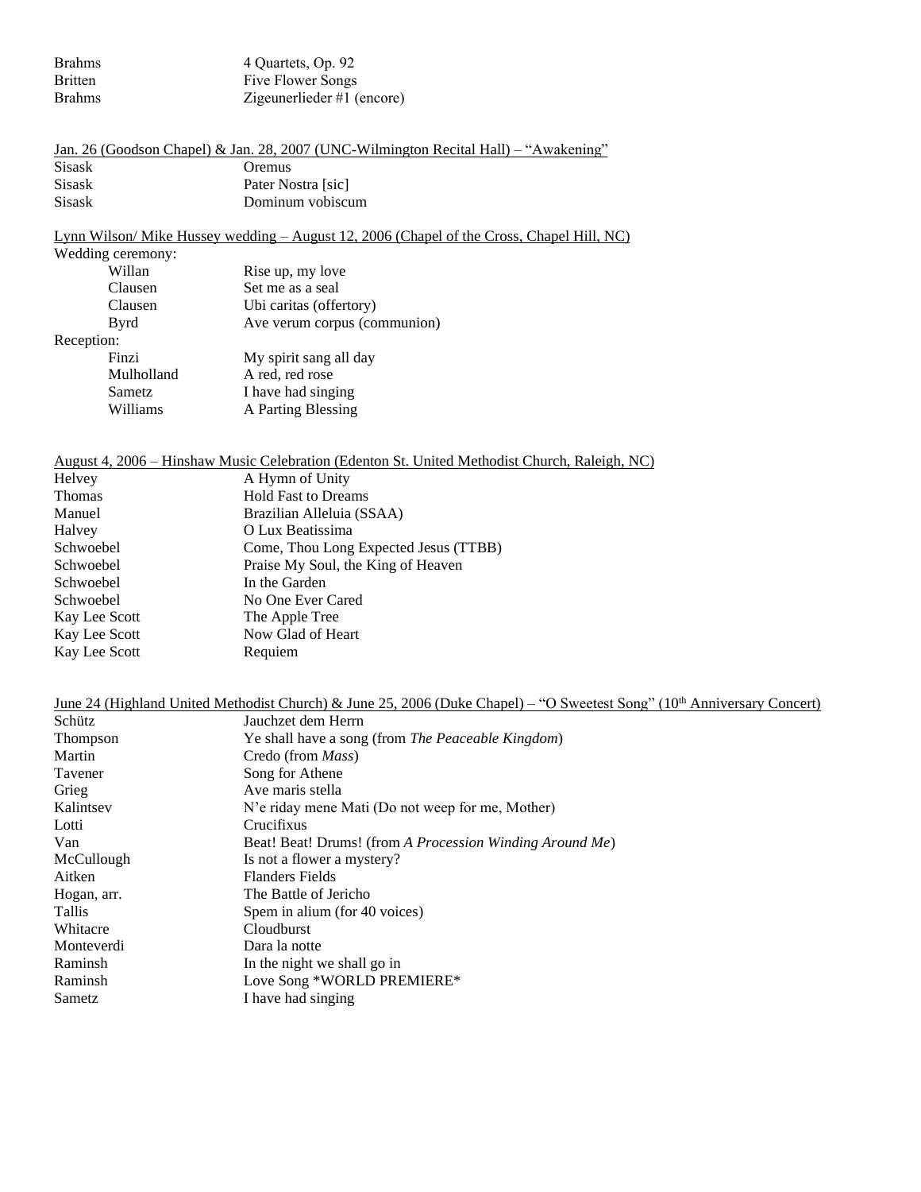| | |
|---|---|
| Brahms | 4 Quartets, Op. 92 |
| Britten | Five Flower Songs |
| Brahms | Zigeunerlieder #1 (encore) |

Jan. 26 (Goodson Chapel) & Jan. 28, 2007 (UNC-Wilmington Recital Hall) – "Awakening"

| | |
|---|---|
| Sisask | Oremus |
| Sisask | Pater Nostra [sic] |
| Sisask | Dominum vobiscum |

Lynn Wilson/ Mike Hussey wedding – August 12, 2006 (Chapel of the Cross, Chapel Hill, NC)

Wedding ceremony:

| | |
|---|---|
| Willan | Rise up, my love |
| Clausen | Set me as a seal |
| Clausen | Ubi caritas (offertory) |
| Byrd | Ave verum corpus (communion) |

Reception:

| | |
|---|---|
| Finzi | My spirit sang all day |
| Mulholland | A red, red rose |
| Sametz | I have had singing |
| Williams | A Parting Blessing |

August 4, 2006 – Hinshaw Music Celebration (Edenton St. United Methodist Church, Raleigh, NC)

| | |
|---|---|
| Helvey | A Hymn of Unity |
| Thomas | Hold Fast to Dreams |
| Manuel | Brazilian Alleluia (SSAA) |
| Halvey | O Lux Beatissima |
| Schwoebel | Come, Thou Long Expected Jesus (TTBB) |
| Schwoebel | Praise My Soul, the King of Heaven |
| Schwoebel | In the Garden |
| Schwoebel | No One Ever Cared |
| Kay Lee Scott | The Apple Tree |
| Kay Lee Scott | Now Glad of Heart |
| Kay Lee Scott | Requiem |

June 24 (Highland United Methodist Church) & June 25, 2006 (Duke Chapel) – "O Sweetest Song" (10th Anniversary Concert)

| | |
|---|---|
| Schütz | Jauchzet dem Herrn |
| Thompson | Ye shall have a song (from *The Peaceable Kingdom*) |
| Martin | Credo (from *Mass*) |
| Tavener | Song for Athene |
| Grieg | Ave maris stella |
| Kalintsev | N'e riday mene Mati (Do not weep for me, Mother) |
| Lotti | Crucifixus |
| Van | Beat! Beat! Drums! (from *A Procession Winding Around Me*) |
| McCullough | Is not a flower a mystery? |
| Aitken | Flanders Fields |
| Hogan, arr. | The Battle of Jericho |
| Tallis | Spem in alium (for 40 voices) |
| Whitacre | Cloudburst |
| Monteverdi | Dara la notte |
| Raminsh | In the night we shall go in |
| Raminsh | Love Song *WORLD PREMIERE* |
| Sametz | I have had singing |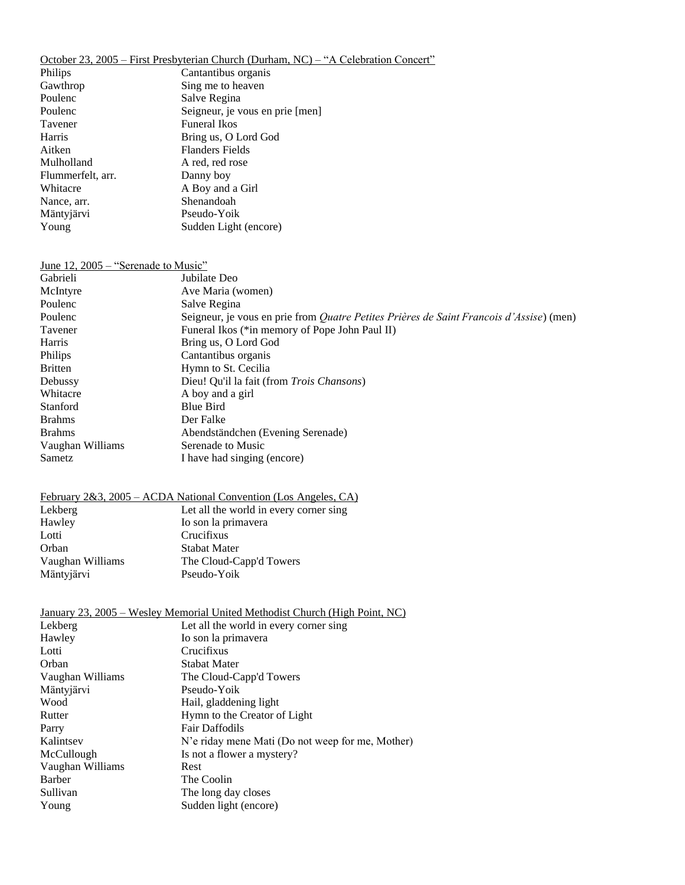October 23, 2005 – First Presbyterian Church (Durham, NC) – “A Celebration Concert”

| | |
|---|---|
| Philips | Cantantibus organis |
| Gawthrop | Sing me to heaven |
| Poulenc | Salve Regina |
| Poulenc | Seigneur, je vous en prie [men] |
| Tavener | Funeral Ikos |
| Harris | Bring us, O Lord God |
| Aitken | Flanders Fields |
| Mulholland | A red, red rose |
| Flummerfelt, arr. | Danny boy |
| Whitacre | A Boy and a Girl |
| Nance, arr. | Shenandoah |
| Mäntyjärvi | Pseudo-Yoik |
| Young | Sudden Light (encore) |

June 12, 2005 – “Serenade to Music”

| | |
|---|---|
| Gabrieli | Jubilate Deo |
| McIntyre | Ave Maria (women) |
| Poulenc | Salve Regina |
| Poulenc | Seigneur, je vous en prie from *Quatre Petites Prières de Saint Francois d’Assise*) (men) |
| Tavener | Funeral Ikos (*in memory of Pope John Paul II) |
| Harris | Bring us, O Lord God |
| Philips | Cantantibus organis |
| Britten | Hymn to St. Cecilia |
| Debussy | Dieu! Qu'il la fait (from *Trois Chansons*) |
| Whitacre | A boy and a girl |
| Stanford | Blue Bird |
| Brahms | Der Falke |
| Brahms | Abendständchen (Evening Serenade) |
| Vaughan Williams | Serenade to Music |
| Sametz | I have had singing (encore) |

February 2&3, 2005 – ACDA National Convention (Los Angeles, CA)

| | |
|---|---|
| Lekberg | Let all the world in every corner sing |
| Hawley | Io son la primavera |
| Lotti | Crucifixus |
| Orban | Stabat Mater |
| Vaughan Williams | The Cloud-Capp'd Towers |
| Mäntyjärvi | Pseudo-Yoik |

January 23, 2005 – Wesley Memorial United Methodist Church (High Point, NC)

| | |
|---|---|
| Lekberg | Let all the world in every corner sing |
| Hawley | Io son la primavera |
| Lotti | Crucifixus |
| Orban | Stabat Mater |
| Vaughan Williams | The Cloud-Capp'd Towers |
| Mäntyjärvi | Pseudo-Yoik |
| Wood | Hail, gladdening light |
| Rutter | Hymn to the Creator of Light |
| Parry | Fair Daffodils |
| Kalintsev | N’e riday mene Mati (Do not weep for me, Mother) |
| McCullough | Is not a flower a mystery? |
| Vaughan Williams | Rest |
| Barber | The Coolin |
| Sullivan | The long day closes |
| Young | Sudden light (encore) |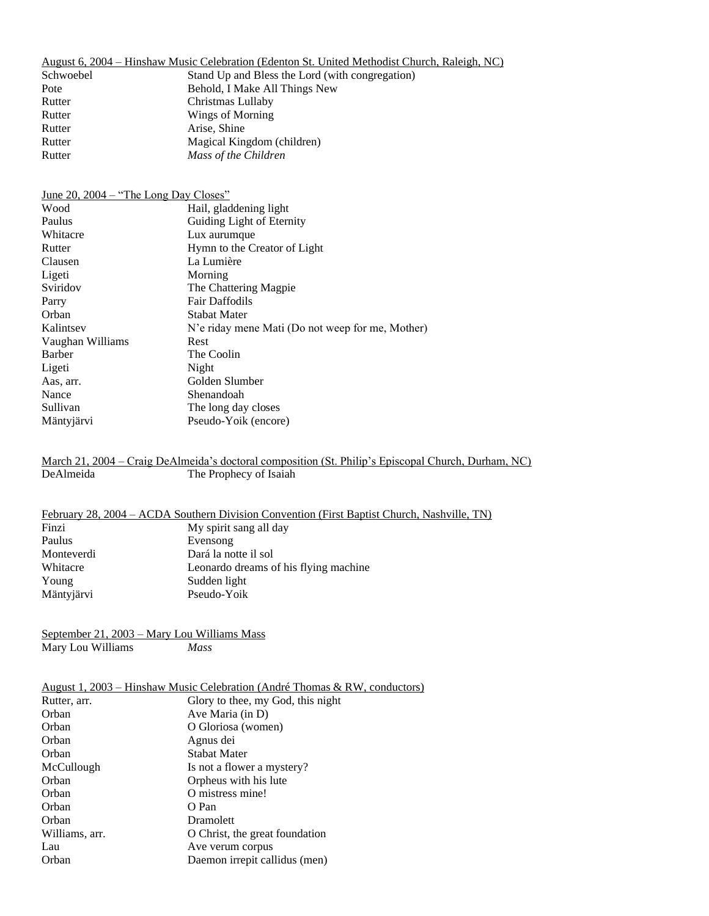<u>August 6, 2004 – Hinshaw Music Celebration (Edenton St. United Methodist Church, Raleigh, NC)</u>

| | |
|---|---|
| Schwoebel | Stand Up and Bless the Lord (with congregation) |
| Pote | Behold, I Make All Things New |
| Rutter | Christmas Lullaby |
| Rutter | Wings of Morning |
| Rutter | Arise, Shine |
| Rutter | Magical Kingdom (children) |
| Rutter | *Mass of the Children* |

<u>June 20, 2004 – "The Long Day Closes"</u>

| | |
|---|---|
| Wood | Hail, gladdening light |
| Paulus | Guiding Light of Eternity |
| Whitacre | Lux aurumque |
| Rutter | Hymn to the Creator of Light |
| Clausen | La Lumière |
| Ligeti | Morning |
| Sviridov | The Chattering Magpie |
| Parry | Fair Daffodils |
| Orban | Stabat Mater |
| Kalintsev | N'e riday mene Mati (Do not weep for me, Mother) |
| Vaughan Williams | Rest |
| Barber | The Coolin |
| Ligeti | Night |
| Aas, arr. | Golden Slumber |
| Nance | Shenandoah |
| Sullivan | The long day closes |
| Mäntyjärvi | Pseudo-Yoik (encore) |

<u>March 21, 2004 – Craig DeAlmeida's doctoral composition (St. Philip's Episcopal Church, Durham, NC)</u>

| | |
|---|---|
| DeAlmeida | The Prophecy of Isaiah |

<u>February 28, 2004 – ACDA Southern Division Convention (First Baptist Church, Nashville, TN)</u>

| | |
|---|---|
| Finzi | My spirit sang all day |
| Paulus | Evensong |
| Monteverdi | Dará la notte il sol |
| Whitacre | Leonardo dreams of his flying machine |
| Young | Sudden light |
| Mäntyjärvi | Pseudo-Yoik |

<u>September 21, 2003 – Mary Lou Williams Mass</u>

| | |
|---|---|
| Mary Lou Williams | *Mass* |

<u>August 1, 2003 – Hinshaw Music Celebration (André Thomas & RW, conductors)</u>

| | |
|---|---|
| Rutter, arr. | Glory to thee, my God, this night |
| Orban | Ave Maria (in D) |
| Orban | O Gloriosa (women) |
| Orban | Agnus dei |
| Orban | Stabat Mater |
| McCullough | Is not a flower a mystery? |
| Orban | Orpheus with his lute |
| Orban | O mistress mine! |
| Orban | O Pan |
| Orban | Dramolett |
| Williams, arr. | O Christ, the great foundation |
| Lau | Ave verum corpus |
| Orban | Daemon irrepit callidus (men) |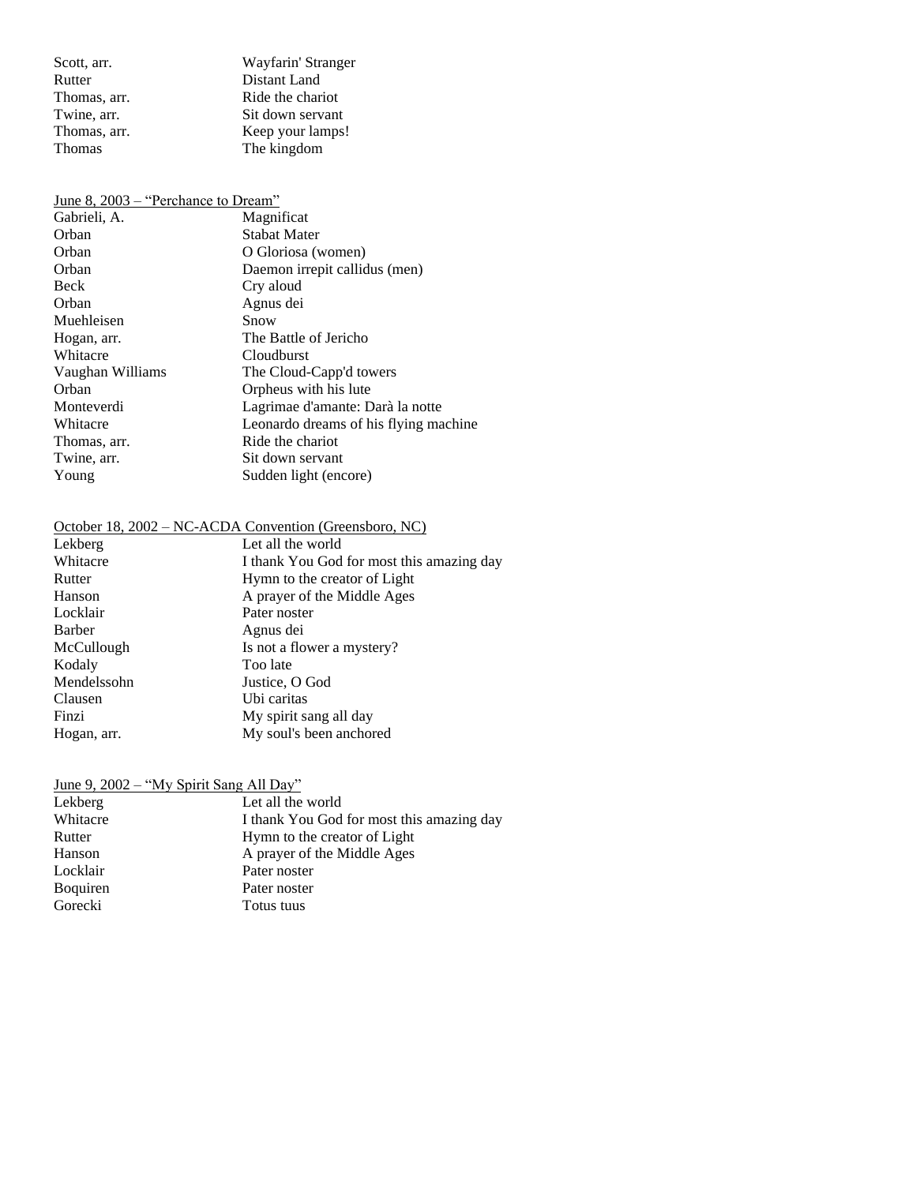| | |
|---|---|
| Scott, arr. | Wayfarin' Stranger |
| Rutter | Distant Land |
| Thomas, arr. | Ride the chariot |
| Twine, arr. | Sit down servant |
| Thomas, arr. | Keep your lamps! |
| Thomas | The kingdom |

June 8, 2003 – "Perchance to Dream"

| | |
|---|---|
| Gabrieli, A. | Magnificat |
| Orban | Stabat Mater |
| Orban | O Gloriosa (women) |
| Orban | Daemon irrepit callidus (men) |
| Beck | Cry aloud |
| Orban | Agnus dei |
| Muehleisen | Snow |
| Hogan, arr. | The Battle of Jericho |
| Whitacre | Cloudburst |
| Vaughan Williams | The Cloud-Capp'd towers |
| Orban | Orpheus with his lute |
| Monteverdi | Lagrimae d'amante: Darà la notte |
| Whitacre | Leonardo dreams of his flying machine |
| Thomas, arr. | Ride the chariot |
| Twine, arr. | Sit down servant |
| Young | Sudden light (encore) |

October 18, 2002 – NC-ACDA Convention (Greensboro, NC)

| | |
|---|---|
| Lekberg | Let all the world |
| Whitacre | I thank You God for most this amazing day |
| Rutter | Hymn to the creator of Light |
| Hanson | A prayer of the Middle Ages |
| Locklair | Pater noster |
| Barber | Agnus dei |
| McCullough | Is not a flower a mystery? |
| Kodaly | Too late |
| Mendelssohn | Justice, O God |
| Clausen | Ubi caritas |
| Finzi | My spirit sang all day |
| Hogan, arr. | My soul's been anchored |

June 9, 2002 – "My Spirit Sang All Day"

| | |
|---|---|
| Lekberg | Let all the world |
| Whitacre | I thank You God for most this amazing day |
| Rutter | Hymn to the creator of Light |
| Hanson | A prayer of the Middle Ages |
| Locklair | Pater noster |
| Boquiren | Pater noster |
| Gorecki | Totus tuus |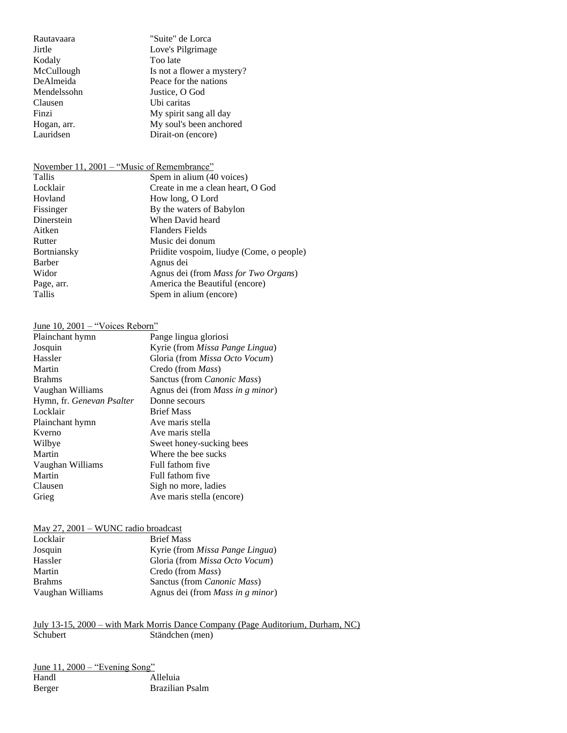| | |
|---|---|
| Rautavaara | "Suite" de Lorca |
| Jirtle | Love's Pilgrimage |
| Kodaly | Too late |
| McCullough | Is not a flower a mystery? |
| DeAlmeida | Peace for the nations |
| Mendelssohn | Justice, O God |
| Clausen | Ubi caritas |
| Finzi | My spirit sang all day |
| Hogan, arr. | My soul's been anchored |
| Lauridsen | Dirait-on (encore) |

November 11, 2001 – "Music of Remembrance"

| | |
|---|---|
| Tallis | Spem in alium (40 voices) |
| Locklair | Create in me a clean heart, O God |
| Hovland | How long, O Lord |
| Fissinger | By the waters of Babylon |
| Dinerstein | When David heard |
| Aitken | Flanders Fields |
| Rutter | Music dei donum |
| Bortniansky | Priidite vospoim, liudye (Come, o people) |
| Barber | Agnus dei |
| Widor | Agnus dei (from *Mass for Two Organs*) |
| Page, arr. | America the Beautiful (encore) |
| Tallis | Spem in alium (encore) |

June 10, 2001 – "Voices Reborn"

| | |
|---|---|
| Plainchant hymn | Pange lingua gloriosi |
| Josquin | Kyrie (from *Missa Pange Lingua*) |
| Hassler | Gloria (from *Missa Octo Vocum*) |
| Martin | Credo (from *Mass*) |
| Brahms | Sanctus (from *Canonic Mass*) |
| Vaughan Williams | Agnus dei (from *Mass in g minor*) |
| Hymn, fr. *Genevan Psalter* | Donne secours |
| Locklair | Brief Mass |
| Plainchant hymn | Ave maris stella |
| Kverno | Ave maris stella |
| Wilbye | Sweet honey-sucking bees |
| Martin | Where the bee sucks |
| Vaughan Williams | Full fathom five |
| Martin | Full fathom five |
| Clausen | Sigh no more, ladies |
| Grieg | Ave maris stella (encore) |

May 27, 2001 – WUNC radio broadcast

| | |
|---|---|
| Locklair | Brief Mass |
| Josquin | Kyrie (from *Missa Pange Lingua*) |
| Hassler | Gloria (from *Missa Octo Vocum*) |
| Martin | Credo (from *Mass*) |
| Brahms | Sanctus (from *Canonic Mass*) |
| Vaughan Williams | Agnus dei (from *Mass in g minor*) |

July 13-15, 2000 – with Mark Morris Dance Company (Page Auditorium, Durham, NC)

| | |
|---|---|
| Schubert | Ständchen (men) |

June 11, 2000 – "Evening Song"

| | |
|---|---|
| Handl | Alleluia |
| Berger | Brazilian Psalm |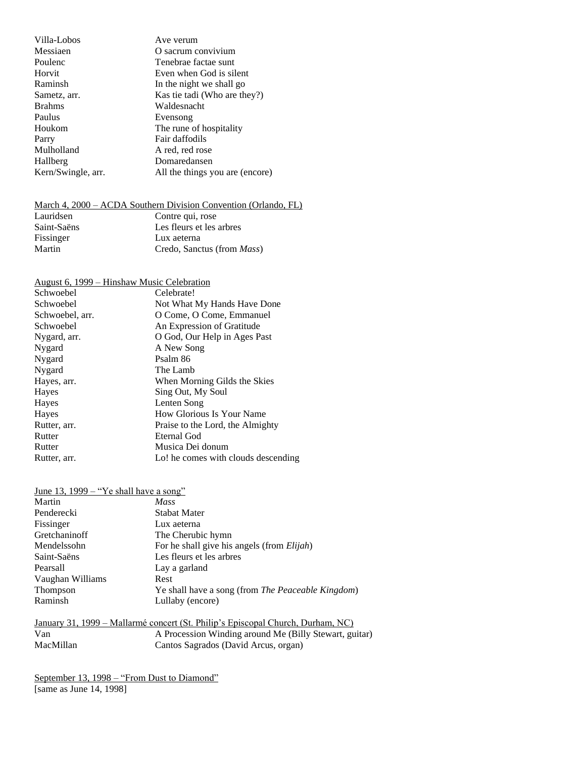| | |
|---|---|
| Villa-Lobos | Ave verum |
| Messiaen | O sacrum convivium |
| Poulenc | Tenebrae factae sunt |
| Horvit | Even when God is silent |
| Raminsh | In the night we shall go |
| Sametz, arr. | Kas tie tadi (Who are they?) |
| Brahms | Waldesnacht |
| Paulus | Evensong |
| Houkom | The rune of hospitality |
| Parry | Fair daffodils |
| Mulholland | A red, red rose |
| Hallberg | Domaredansen |
| Kern/Swingle, arr. | All the things you are (encore) |

<u>March 4, 2000 – ACDA Southern Division Convention (Orlando, FL)</u>

| | |
|---|---|
| Lauridsen | Contre qui, rose |
| Saint-Saëns | Les fleurs et les arbres |
| Fissinger | Lux aeterna |
| Martin | Credo, Sanctus (from *Mass*) |

<u>August 6, 1999 – Hinshaw Music Celebration</u>

| | |
|---|---|
| Schwoebel | Celebrate! |
| Schwoebel | Not What My Hands Have Done |
| Schwoebel, arr. | O Come, O Come, Emmanuel |
| Schwoebel | An Expression of Gratitude |
| Nygard, arr. | O God, Our Help in Ages Past |
| Nygard | A New Song |
| Nygard | Psalm 86 |
| Nygard | The Lamb |
| Hayes, arr. | When Morning Gilds the Skies |
| Hayes | Sing Out, My Soul |
| Hayes | Lenten Song |
| Hayes | How Glorious Is Your Name |
| Rutter, arr. | Praise to the Lord, the Almighty |
| Rutter | Eternal God |
| Rutter | Musica Dei donum |
| Rutter, arr. | Lo! he comes with clouds descending |

<u>June 13, 1999 – "Ye shall have a song"</u>

| | |
|---|---|
| Martin | *Mass* |
| Penderecki | Stabat Mater |
| Fissinger | Lux aeterna |
| Gretchaninoff | The Cherubic hymn |
| Mendelssohn | For he shall give his angels (from *Elijah*) |
| Saint-Saëns | Les fleurs et les arbres |
| Pearsall | Lay a garland |
| Vaughan Williams | Rest |
| Thompson | Ye shall have a song (from *The Peaceable Kingdom*) |
| Raminsh | Lullaby (encore) |

<u>January 31, 1999 – Mallarmé concert (St. Philip's Episcopal Church, Durham, NC)</u>

| | |
|---|---|
| Van | A Procession Winding around Me (Billy Stewart, guitar) |
| MacMillan | Cantos Sagrados (David Arcus, organ) |

<u>September 13, 1998 – "From Dust to Diamond"</u>

[same as June 14, 1998]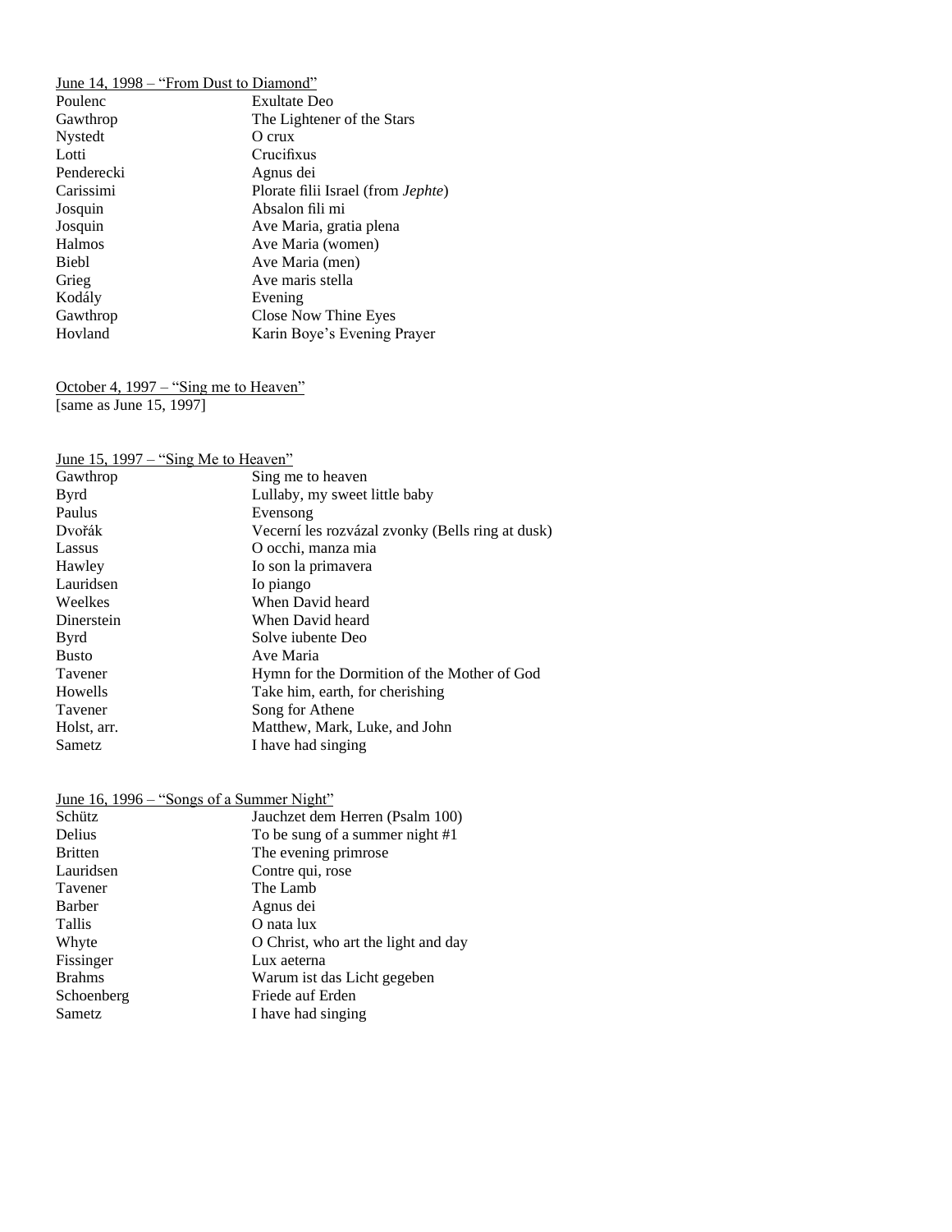June 14, 1998 – "From Dust to Diamond"

| | |
|---|---|
| Poulenc | Exultate Deo |
| Gawthrop | The Lightener of the Stars |
| Nystedt | O crux |
| Lotti | Crucifixus |
| Penderecki | Agnus dei |
| Carissimi | Plorate filii Israel (from *Jephte*) |
| Josquin | Absalon fili mi |
| Josquin | Ave Maria, gratia plena |
| Halmos | Ave Maria (women) |
| Biebl | Ave Maria (men) |
| Grieg | Ave maris stella |
| Kodály | Evening |
| Gawthrop | Close Now Thine Eyes |
| Hovland | Karin Boye's Evening Prayer |

October 4, 1997 – "Sing me to Heaven"
[same as June 15, 1997]

June 15, 1997 – "Sing Me to Heaven"

| | |
|---|---|
| Gawthrop | Sing me to heaven |
| Byrd | Lullaby, my sweet little baby |
| Paulus | Evensong |
| Dvořák | Vecerní les rozvázal zvonky (Bells ring at dusk) |
| Lassus | O occhi, manza mia |
| Hawley | Io son la primavera |
| Lauridsen | Io piango |
| Weelkes | When David heard |
| Dinerstein | When David heard |
| Byrd | Solve iubente Deo |
| Busto | Ave Maria |
| Tavener | Hymn for the Dormition of the Mother of God |
| Howells | Take him, earth, for cherishing |
| Tavener | Song for Athene |
| Holst, arr. | Matthew, Mark, Luke, and John |
| Sametz | I have had singing |

June 16, 1996 – "Songs of a Summer Night"

| | |
|---|---|
| Schütz | Jauchzet dem Herren (Psalm 100) |
| Delius | To be sung of a summer night #1 |
| Britten | The evening primrose |
| Lauridsen | Contre qui, rose |
| Tavener | The Lamb |
| Barber | Agnus dei |
| Tallis | O nata lux |
| Whyte | O Christ, who art the light and day |
| Fissinger | Lux aeterna |
| Brahms | Warum ist das Licht gegeben |
| Schoenberg | Friede auf Erden |
| Sametz | I have had singing |